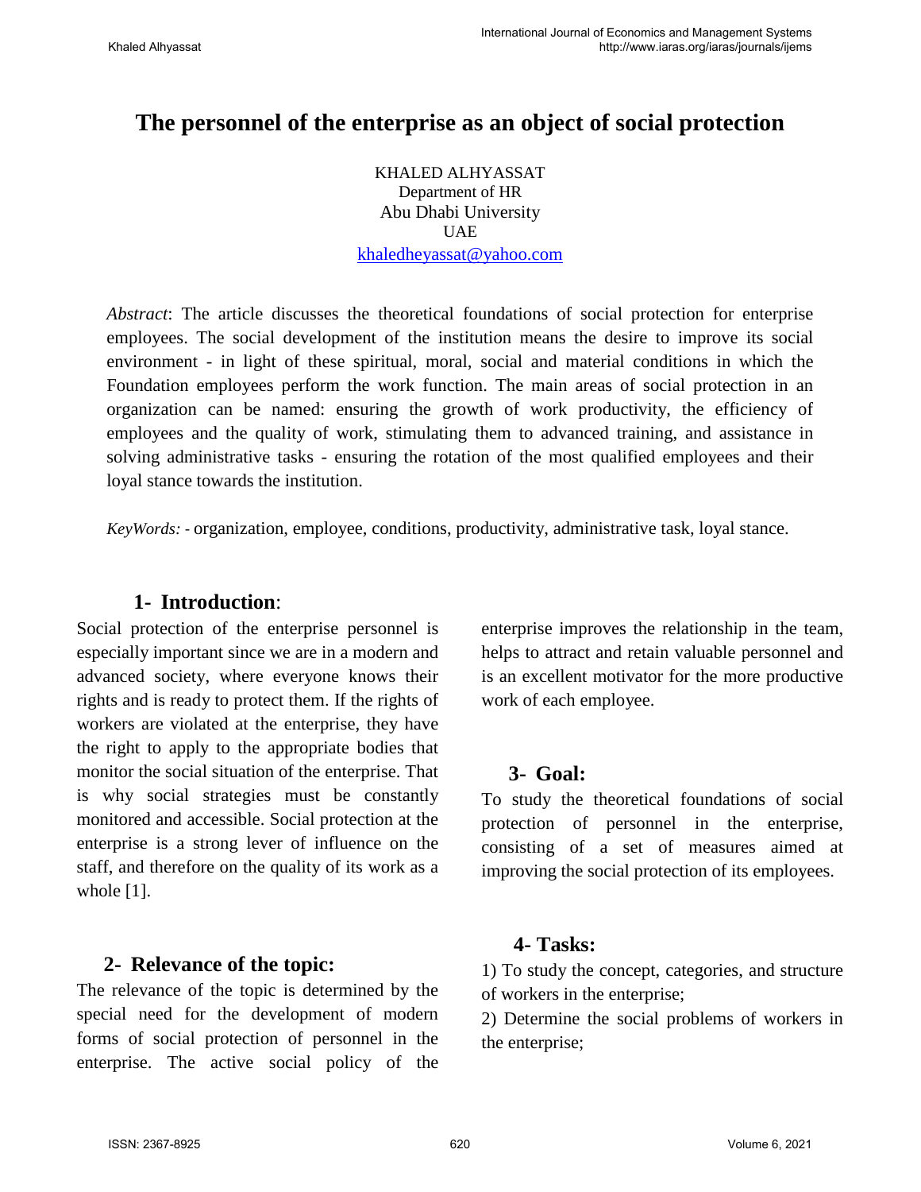# The personnel of the enterprise as an object of social protection

KHALED ALHYASSAT
Department of HR
Abu Dhabi University
UAE
khaledheyassat@yahoo.com

*Abstract*: The article discusses the theoretical foundations of social protection for enterprise employees. The social development of the institution means the desire to improve its social environment - in light of these spiritual, moral, social and material conditions in which the Foundation employees perform the work function. The main areas of social protection in an organization can be named: ensuring the growth of work productivity, the efficiency of employees and the quality of work, stimulating them to advanced training, and assistance in solving administrative tasks - ensuring the rotation of the most qualified employees and their loyal stance towards the institution.

*KeyWords: -* organization, employee, conditions, productivity, administrative task, loyal stance.

## 1- Introduction:

Social protection of the enterprise personnel is especially important since we are in a modern and advanced society, where everyone knows their rights and is ready to protect them. If the rights of workers are violated at the enterprise, they have the right to apply to the appropriate bodies that monitor the social situation of the enterprise. That is why social strategies must be constantly monitored and accessible. Social protection at the enterprise is a strong lever of influence on the staff, and therefore on the quality of its work as a whole [1].

## 2- Relevance of the topic:

The relevance of the topic is determined by the special need for the development of modern forms of social protection of personnel in the enterprise. The active social policy of the enterprise improves the relationship in the team, helps to attract and retain valuable personnel and is an excellent motivator for the more productive work of each employee.

## 3- Goal:

To study the theoretical foundations of social protection of personnel in the enterprise, consisting of a set of measures aimed at improving the social protection of its employees.

## 4- Tasks:

1) To study the concept, categories, and structure of workers in the enterprise;

2) Determine the social problems of workers in the enterprise;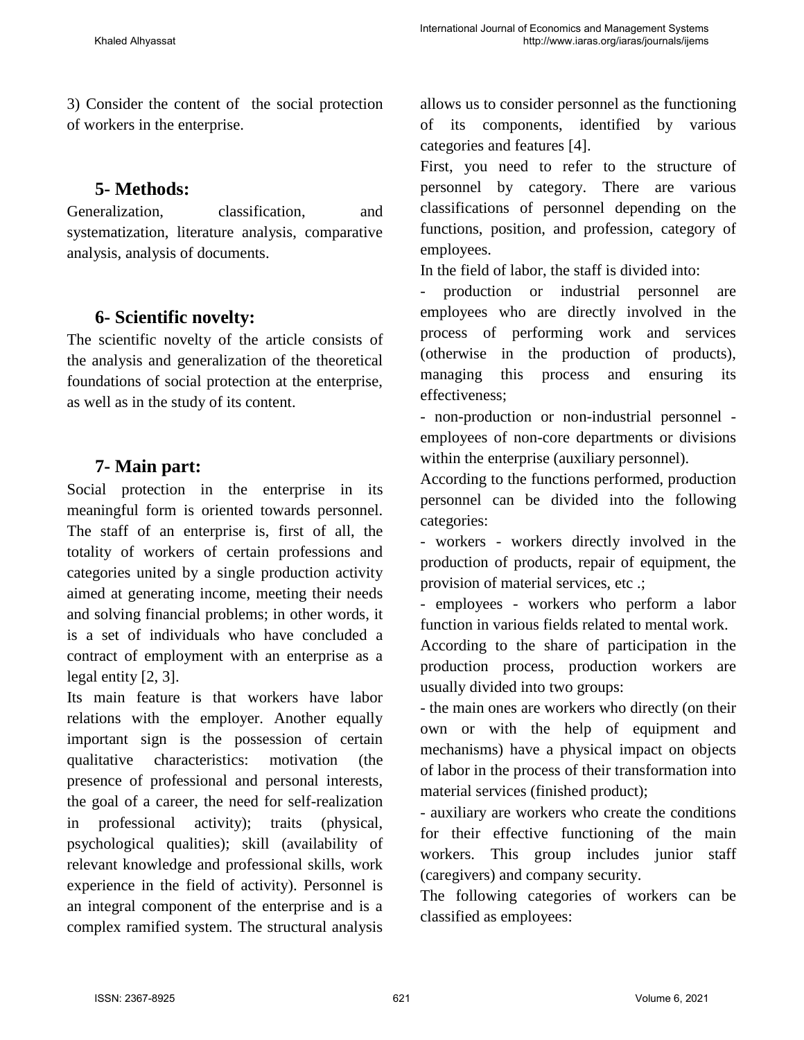3) Consider the content of the social protection of workers in the enterprise.

## 5- Methods:

Generalization, classification, and systematization, literature analysis, comparative analysis, analysis of documents.

## 6- Scientific novelty:

The scientific novelty of the article consists of the analysis and generalization of the theoretical foundations of social protection at the enterprise, as well as in the study of its content.

## 7- Main part:

Social protection in the enterprise in its meaningful form is oriented towards personnel. The staff of an enterprise is, first of all, the totality of workers of certain professions and categories united by a single production activity aimed at generating income, meeting their needs and solving financial problems; in other words, it is a set of individuals who have concluded a contract of employment with an enterprise as a legal entity [2, 3].

Its main feature is that workers have labor relations with the employer. Another equally important sign is the possession of certain qualitative characteristics: motivation (the presence of professional and personal interests, the goal of a career, the need for self-realization in professional activity); traits (physical, psychological qualities); skill (availability of relevant knowledge and professional skills, work experience in the field of activity). Personnel is an integral component of the enterprise and is a complex ramified system. The structural analysis allows us to consider personnel as the functioning of its components, identified by various categories and features [4].

First, you need to refer to the structure of personnel by category. There are various classifications of personnel depending on the functions, position, and profession, category of employees.

In the field of labor, the staff is divided into:

- production or industrial personnel are employees who are directly involved in the process of performing work and services (otherwise in the production of products), managing this process and ensuring its effectiveness;
- non-production or non-industrial personnel - employees of non-core departments or divisions within the enterprise (auxiliary personnel).

According to the functions performed, production personnel can be divided into the following categories:

- workers - workers directly involved in the production of products, repair of equipment, the provision of material services, etc .;
- employees - workers who perform a labor function in various fields related to mental work.

According to the share of participation in the production process, production workers are usually divided into two groups:

- the main ones are workers who directly (on their own or with the help of equipment and mechanisms) have a physical impact on objects of labor in the process of their transformation into material services (finished product);
- auxiliary are workers who create the conditions for their effective functioning of the main workers. This group includes junior staff (caregivers) and company security.

The following categories of workers can be classified as employees: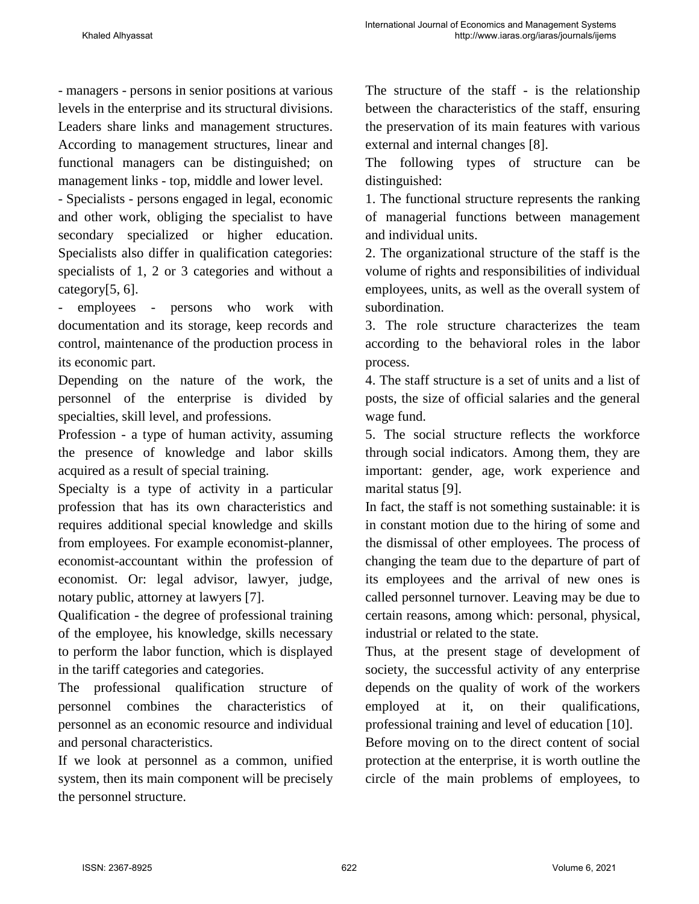- managers - persons in senior positions at various levels in the enterprise and its structural divisions. Leaders share links and management structures. According to management structures, linear and functional managers can be distinguished; on management links - top, middle and lower level.

- Specialists - persons engaged in legal, economic and other work, obliging the specialist to have secondary specialized or higher education. Specialists also differ in qualification categories: specialists of 1, 2 or 3 categories and without a category[5, 6].

- employees - persons who work with documentation and its storage, keep records and control, maintenance of the production process in its economic part.

Depending on the nature of the work, the personnel of the enterprise is divided by specialties, skill level, and professions.

Profession - a type of human activity, assuming the presence of knowledge and labor skills acquired as a result of special training.

Specialty is a type of activity in a particular profession that has its own characteristics and requires additional special knowledge and skills from employees. For example economist-planner, economist-accountant within the profession of economist. Or: legal advisor, lawyer, judge, notary public, attorney at lawyers [7].

Qualification - the degree of professional training of the employee, his knowledge, skills necessary to perform the labor function, which is displayed in the tariff categories and categories.

The professional qualification structure of personnel combines the characteristics of personnel as an economic resource and individual and personal characteristics.

If we look at personnel as a common, unified system, then its main component will be precisely the personnel structure.

The structure of the staff - is the relationship between the characteristics of the staff, ensuring the preservation of its main features with various external and internal changes [8].

The following types of structure can be distinguished:

1. The functional structure represents the ranking of managerial functions between management and individual units.

2. The organizational structure of the staff is the volume of rights and responsibilities of individual employees, units, as well as the overall system of subordination.

3. The role structure characterizes the team according to the behavioral roles in the labor process.

4. The staff structure is a set of units and a list of posts, the size of official salaries and the general wage fund.

5. The social structure reflects the workforce through social indicators. Among them, they are important: gender, age, work experience and marital status [9].

In fact, the staff is not something sustainable: it is in constant motion due to the hiring of some and the dismissal of other employees. The process of changing the team due to the departure of part of its employees and the arrival of new ones is called personnel turnover. Leaving may be due to certain reasons, among which: personal, physical, industrial or related to the state.

Thus, at the present stage of development of society, the successful activity of any enterprise depends on the quality of work of the workers employed at it, on their qualifications, professional training and level of education [10].

Before moving on to the direct content of social protection at the enterprise, it is worth outline the circle of the main problems of employees, to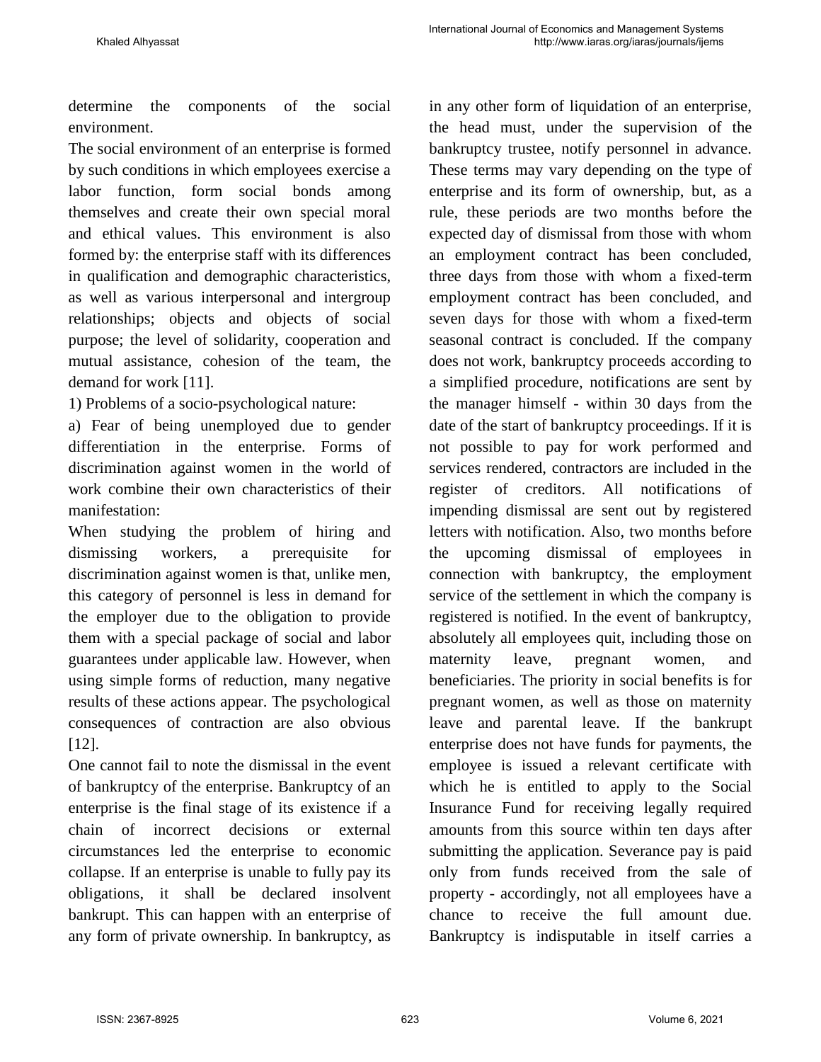determine the components of the social environment.

The social environment of an enterprise is formed by such conditions in which employees exercise a labor function, form social bonds among themselves and create their own special moral and ethical values. This environment is also formed by: the enterprise staff with its differences in qualification and demographic characteristics, as well as various interpersonal and intergroup relationships; objects and objects of social purpose; the level of solidarity, cooperation and mutual assistance, cohesion of the team, the demand for work [11].

1) Problems of a socio-psychological nature:

a) Fear of being unemployed due to gender differentiation in the enterprise. Forms of discrimination against women in the world of work combine their own characteristics of their manifestation:

When studying the problem of hiring and dismissing workers, a prerequisite for discrimination against women is that, unlike men, this category of personnel is less in demand for the employer due to the obligation to provide them with a special package of social and labor guarantees under applicable law. However, when using simple forms of reduction, many negative results of these actions appear. The psychological consequences of contraction are also obvious [12].

One cannot fail to note the dismissal in the event of bankruptcy of the enterprise. Bankruptcy of an enterprise is the final stage of its existence if a chain of incorrect decisions or external circumstances led the enterprise to economic collapse. If an enterprise is unable to fully pay its obligations, it shall be declared insolvent bankrupt. This can happen with an enterprise of any form of private ownership. In bankruptcy, as in any other form of liquidation of an enterprise, the head must, under the supervision of the bankruptcy trustee, notify personnel in advance. These terms may vary depending on the type of enterprise and its form of ownership, but, as a rule, these periods are two months before the expected day of dismissal from those with whom an employment contract has been concluded, three days from those with whom a fixed-term employment contract has been concluded, and seven days for those with whom a fixed-term seasonal contract is concluded. If the company does not work, bankruptcy proceeds according to a simplified procedure, notifications are sent by the manager himself - within 30 days from the date of the start of bankruptcy proceedings. If it is not possible to pay for work performed and services rendered, contractors are included in the register of creditors. All notifications of impending dismissal are sent out by registered letters with notification. Also, two months before the upcoming dismissal of employees in connection with bankruptcy, the employment service of the settlement in which the company is registered is notified. In the event of bankruptcy, absolutely all employees quit, including those on maternity leave, pregnant women, and beneficiaries. The priority in social benefits is for pregnant women, as well as those on maternity leave and parental leave. If the bankrupt enterprise does not have funds for payments, the employee is issued a relevant certificate with which he is entitled to apply to the Social Insurance Fund for receiving legally required amounts from this source within ten days after submitting the application. Severance pay is paid only from funds received from the sale of property - accordingly, not all employees have a chance to receive the full amount due. Bankruptcy is indisputable in itself carries a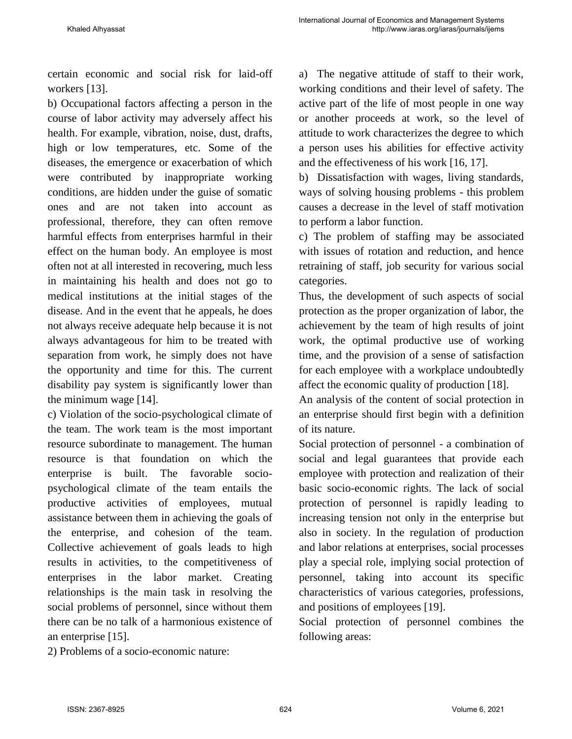certain economic and social risk for laid-off workers [13].

b) Occupational factors affecting a person in the course of labor activity may adversely affect his health. For example, vibration, noise, dust, drafts, high or low temperatures, etc. Some of the diseases, the emergence or exacerbation of which were contributed by inappropriate working conditions, are hidden under the guise of somatic ones and are not taken into account as professional, therefore, they can often remove harmful effects from enterprises harmful in their effect on the human body. An employee is most often not at all interested in recovering, much less in maintaining his health and does not go to medical institutions at the initial stages of the disease. And in the event that he appeals, he does not always receive adequate help because it is not always advantageous for him to be treated with separation from work, he simply does not have the opportunity and time for this. The current disability pay system is significantly lower than the minimum wage [14].

c) Violation of the socio-psychological climate of the team. The work team is the most important resource subordinate to management. The human resource is that foundation on which the enterprise is built. The favorable socio-psychological climate of the team entails the productive activities of employees, mutual assistance between them in achieving the goals of the enterprise, and cohesion of the team. Collective achievement of goals leads to high results in activities, to the competitiveness of enterprises in the labor market. Creating relationships is the main task in resolving the social problems of personnel, since without them there can be no talk of a harmonious existence of an enterprise [15].

2) Problems of a socio-economic nature:

a) The negative attitude of staff to their work, working conditions and their level of safety. The active part of the life of most people in one way or another proceeds at work, so the level of attitude to work characterizes the degree to which a person uses his abilities for effective activity and the effectiveness of his work [16, 17].

b) Dissatisfaction with wages, living standards, ways of solving housing problems - this problem causes a decrease in the level of staff motivation to perform a labor function.

c) The problem of staffing may be associated with issues of rotation and reduction, and hence retraining of staff, job security for various social categories.

Thus, the development of such aspects of social protection as the proper organization of labor, the achievement by the team of high results of joint work, the optimal productive use of working time, and the provision of a sense of satisfaction for each employee with a workplace undoubtedly affect the economic quality of production [18].

An analysis of the content of social protection in an enterprise should first begin with a definition of its nature.

Social protection of personnel - a combination of social and legal guarantees that provide each employee with protection and realization of their basic socio-economic rights. The lack of social protection of personnel is rapidly leading to increasing tension not only in the enterprise but also in society. In the regulation of production and labor relations at enterprises, social processes play a special role, implying social protection of personnel, taking into account its specific characteristics of various categories, professions, and positions of employees [19].

Social protection of personnel combines the following areas: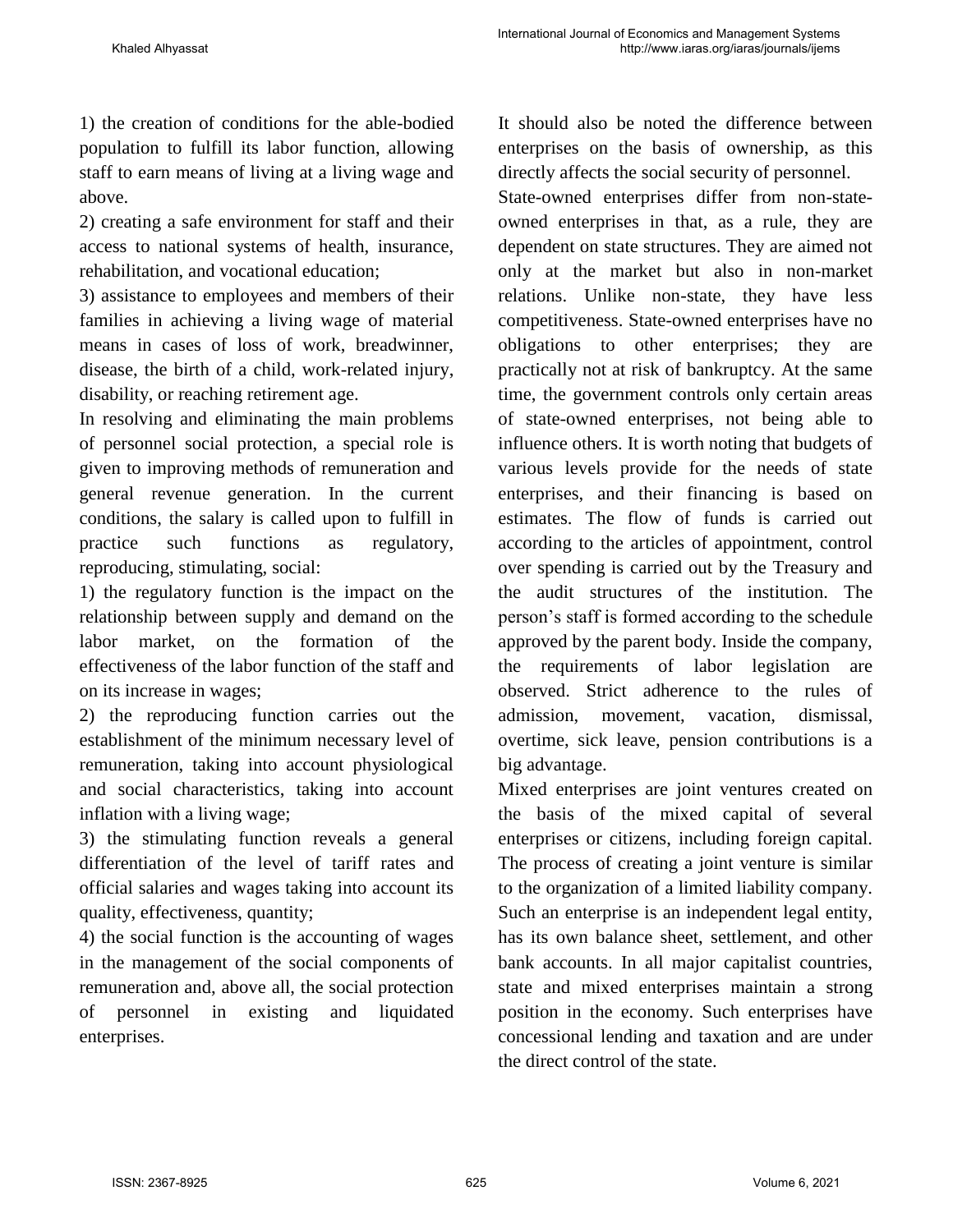1) the creation of conditions for the able-bodied population to fulfill its labor function, allowing staff to earn means of living at a living wage and above.

2) creating a safe environment for staff and their access to national systems of health, insurance, rehabilitation, and vocational education;

3) assistance to employees and members of their families in achieving a living wage of material means in cases of loss of work, breadwinner, disease, the birth of a child, work-related injury, disability, or reaching retirement age.

In resolving and eliminating the main problems of personnel social protection, a special role is given to improving methods of remuneration and general revenue generation. In the current conditions, the salary is called upon to fulfill in practice such functions as regulatory, reproducing, stimulating, social:

1) the regulatory function is the impact on the relationship between supply and demand on the labor market, on the formation of the effectiveness of the labor function of the staff and on its increase in wages;

2) the reproducing function carries out the establishment of the minimum necessary level of remuneration, taking into account physiological and social characteristics, taking into account inflation with a living wage;

3) the stimulating function reveals a general differentiation of the level of tariff rates and official salaries and wages taking into account its quality, effectiveness, quantity;

4) the social function is the accounting of wages in the management of the social components of remuneration and, above all, the social protection of personnel in existing and liquidated enterprises.

It should also be noted the difference between enterprises on the basis of ownership, as this directly affects the social security of personnel.

State-owned enterprises differ from non-state-owned enterprises in that, as a rule, they are dependent on state structures. They are aimed not only at the market but also in non-market relations. Unlike non-state, they have less competitiveness. State-owned enterprises have no obligations to other enterprises; they are practically not at risk of bankruptcy. At the same time, the government controls only certain areas of state-owned enterprises, not being able to influence others. It is worth noting that budgets of various levels provide for the needs of state enterprises, and their financing is based on estimates. The flow of funds is carried out according to the articles of appointment, control over spending is carried out by the Treasury and the audit structures of the institution. The person's staff is formed according to the schedule approved by the parent body. Inside the company, the requirements of labor legislation are observed. Strict adherence to the rules of admission, movement, vacation, dismissal, overtime, sick leave, pension contributions is a big advantage.

Mixed enterprises are joint ventures created on the basis of the mixed capital of several enterprises or citizens, including foreign capital. The process of creating a joint venture is similar to the organization of a limited liability company. Such an enterprise is an independent legal entity, has its own balance sheet, settlement, and other bank accounts. In all major capitalist countries, state and mixed enterprises maintain a strong position in the economy. Such enterprises have concessional lending and taxation and are under the direct control of the state.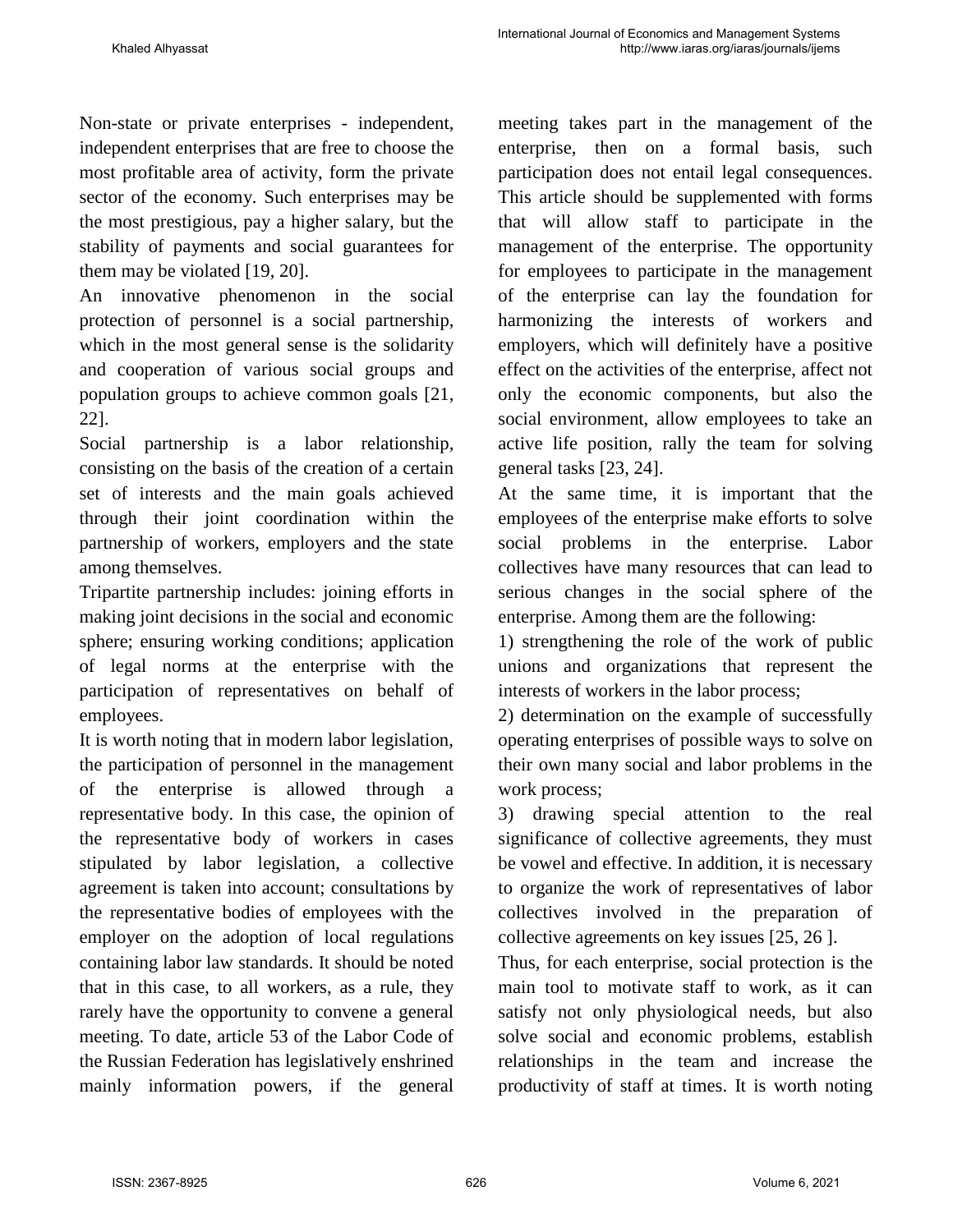Non-state or private enterprises - independent, independent enterprises that are free to choose the most profitable area of activity, form the private sector of the economy. Such enterprises may be the most prestigious, pay a higher salary, but the stability of payments and social guarantees for them may be violated [19, 20].

An innovative phenomenon in the social protection of personnel is a social partnership, which in the most general sense is the solidarity and cooperation of various social groups and population groups to achieve common goals [21, 22].

Social partnership is a labor relationship, consisting on the basis of the creation of a certain set of interests and the main goals achieved through their joint coordination within the partnership of workers, employers and the state among themselves.

Tripartite partnership includes: joining efforts in making joint decisions in the social and economic sphere; ensuring working conditions; application of legal norms at the enterprise with the participation of representatives on behalf of employees.

It is worth noting that in modern labor legislation, the participation of personnel in the management of the enterprise is allowed through a representative body. In this case, the opinion of the representative body of workers in cases stipulated by labor legislation, a collective agreement is taken into account; consultations by the representative bodies of employees with the employer on the adoption of local regulations containing labor law standards. It should be noted that in this case, to all workers, as a rule, they rarely have the opportunity to convene a general meeting. To date, article 53 of the Labor Code of the Russian Federation has legislatively enshrined mainly information powers, if the general meeting takes part in the management of the enterprise, then on a formal basis, such participation does not entail legal consequences. This article should be supplemented with forms that will allow staff to participate in the management of the enterprise. The opportunity for employees to participate in the management of the enterprise can lay the foundation for harmonizing the interests of workers and employers, which will definitely have a positive effect on the activities of the enterprise, affect not only the economic components, but also the social environment, allow employees to take an active life position, rally the team for solving general tasks [23, 24].

At the same time, it is important that the employees of the enterprise make efforts to solve social problems in the enterprise. Labor collectives have many resources that can lead to serious changes in the social sphere of the enterprise. Among them are the following:

1) strengthening the role of the work of public unions and organizations that represent the interests of workers in the labor process;

2) determination on the example of successfully operating enterprises of possible ways to solve on their own many social and labor problems in the work process;

3) drawing special attention to the real significance of collective agreements, they must be vowel and effective. In addition, it is necessary to organize the work of representatives of labor collectives involved in the preparation of collective agreements on key issues [25, 26 ].

Thus, for each enterprise, social protection is the main tool to motivate staff to work, as it can satisfy not only physiological needs, but also solve social and economic problems, establish relationships in the team and increase the productivity of staff at times. It is worth noting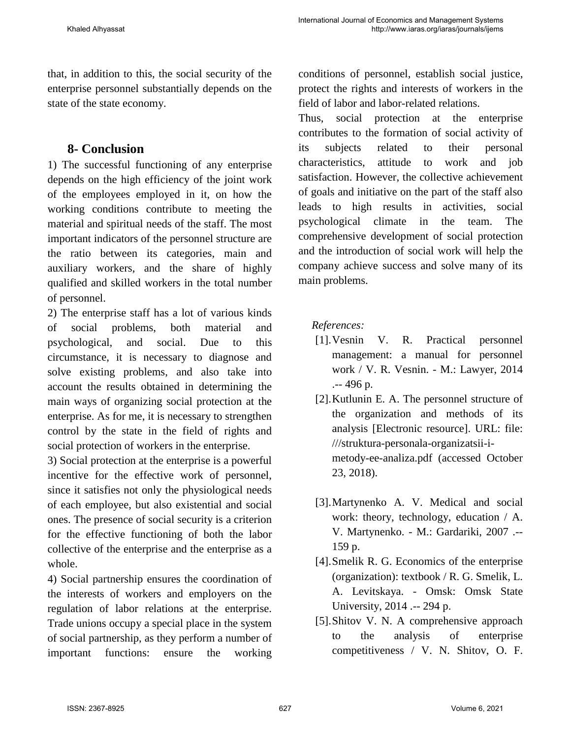that, in addition to this, the social security of the enterprise personnel substantially depends on the state of the state economy.

## 8- Conclusion

1) The successful functioning of any enterprise depends on the high efficiency of the joint work of the employees employed in it, on how the working conditions contribute to meeting the material and spiritual needs of the staff. The most important indicators of the personnel structure are the ratio between its categories, main and auxiliary workers, and the share of highly qualified and skilled workers in the total number of personnel.

2) The enterprise staff has a lot of various kinds of social problems, both material and psychological, and social. Due to this circumstance, it is necessary to diagnose and solve existing problems, and also take into account the results obtained in determining the main ways of organizing social protection at the enterprise. As for me, it is necessary to strengthen control by the state in the field of rights and social protection of workers in the enterprise.

3) Social protection at the enterprise is a powerful incentive for the effective work of personnel, since it satisfies not only the physiological needs of each employee, but also existential and social ones. The presence of social security is a criterion for the effective functioning of both the labor collective of the enterprise and the enterprise as a whole.

4) Social partnership ensures the coordination of the interests of workers and employers on the regulation of labor relations at the enterprise. Trade unions occupy a special place in the system of social partnership, as they perform a number of important functions: ensure the working conditions of personnel, establish social justice, protect the rights and interests of workers in the field of labor and labor-related relations.

Thus, social protection at the enterprise contributes to the formation of social activity of its subjects related to their personal characteristics, attitude to work and job satisfaction. However, the collective achievement of goals and initiative on the part of the staff also leads to high results in activities, social psychological climate in the team. The comprehensive development of social protection and the introduction of social work will help the company achieve success and solve many of its main problems.

*References:*

[1]. Vesnin V. R. Practical personnel management: a manual for personnel work / V. R. Vesnin. - M.: Lawyer, 2014 .-- 496 p.

[2]. Kutlunin E. A. The personnel structure of the organization and methods of its analysis [Electronic resource]. URL: file: ///struktura-personala-organizatsii-i-metody-ee-analiza.pdf (accessed October 23, 2018).

[3]. Martynenko A. V. Medical and social work: theory, technology, education / A. V. Martynenko. - M.: Gardariki, 2007 .-- 159 p.

[4]. Smelik R. G. Economics of the enterprise (organization): textbook / R. G. Smelik, L. A. Levitskaya. - Omsk: Omsk State University, 2014 .-- 294 p.

[5]. Shitov V. N. A comprehensive approach to the analysis of enterprise competitiveness / V. N. Shitov, O. F.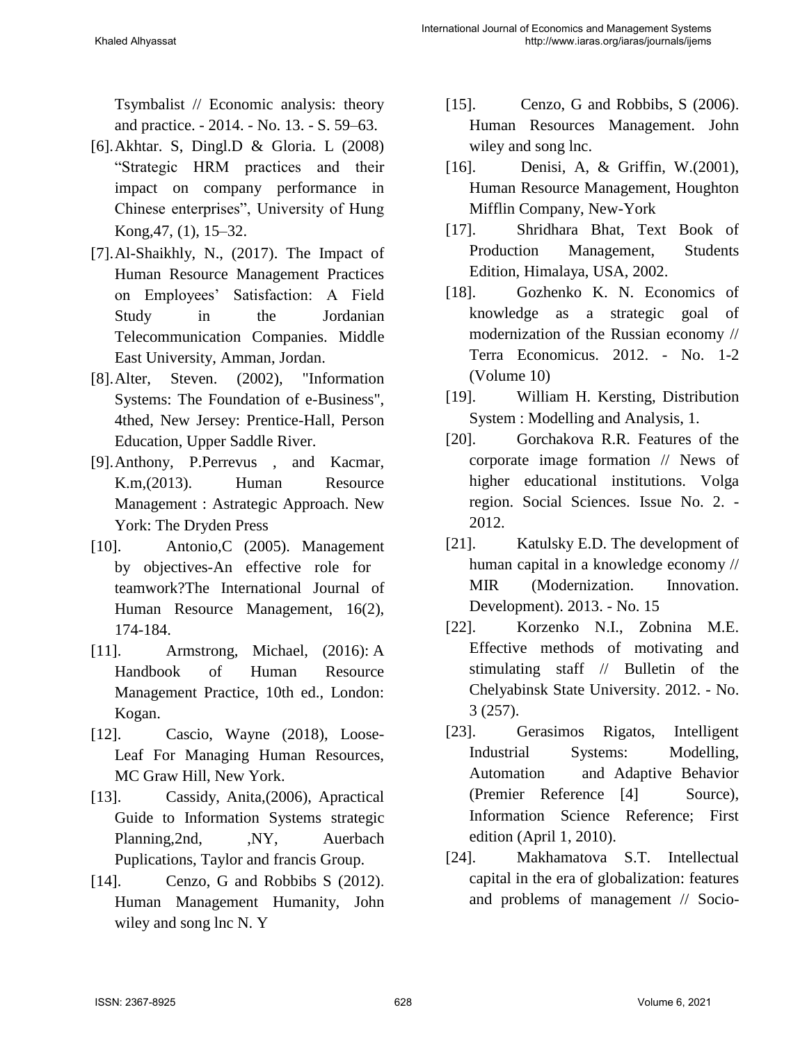Tsymbalist // Economic analysis: theory and practice. - 2014. - No. 13. - S. 59–63.

[6]. Akhtar. S, Dingl.D & Gloria. L (2008) “Strategic HRM practices and their impact on company performance in Chinese enterprises”, University of Hung Kong,47, (1), 15–32.

[7]. Al-Shaikhly, N., (2017). The Impact of Human Resource Management Practices on Employees’ Satisfaction: A Field Study in the Jordanian Telecommunication Companies. Middle East University, Amman, Jordan.

[8]. Alter, Steven. (2002), "Information Systems: The Foundation of e-Business", 4thed, New Jersey: Prentice-Hall, Person Education, Upper Saddle River.

[9]. Anthony, P.Perrevus , and Kacmar, K.m,(2013). Human Resource Management : Astrategic Approach. New York: The Dryden Press

[10]. Antonio,C (2005). Management by objectives-An effective role for teamwork?The International Journal of Human Resource Management, 16(2), 174-184.

[11]. Armstrong, Michael, (2016): A Handbook of Human Resource Management Practice, 10th ed., London: Kogan.

[12]. Cascio, Wayne (2018), Loose-Leaf For Managing Human Resources, MC Graw Hill, New York.

[13]. Cassidy, Anita,(2006), Apractical Guide to Information Systems strategic Planning,2nd, ,NY, Auerbach Puplications, Taylor and francis Group.

[14]. Cenzo, G and Robbibs S (2012). Human Management Humanity, John wiley and song lnc N. Y

[15]. Cenzo, G and Robbibs, S (2006). Human Resources Management. John wiley and song lnc.

[16]. Denisi, A, & Griffin, W.(2001), Human Resource Management, Houghton Mifflin Company, New-York

[17]. Shridhara Bhat, Text Book of Production Management, Students Edition, Himalaya, USA, 2002.

[18]. Gozhenko K. N. Economics of knowledge as a strategic goal of modernization of the Russian economy // Terra Economicus. 2012. - No. 1-2 (Volume 10)

[19]. William H. Kersting, Distribution System : Modelling and Analysis, 1.

[20]. Gorchakova R.R. Features of the corporate image formation // News of higher educational institutions. Volga region. Social Sciences. Issue No. 2. - 2012.

[21]. Katulsky E.D. The development of human capital in a knowledge economy // MIR (Modernization. Innovation. Development). 2013. - No. 15

[22]. Korzenko N.I., Zobnina M.E. Effective methods of motivating and stimulating staff // Bulletin of the Chelyabinsk State University. 2012. - No. 3 (257).

[23]. Gerasimos Rigatos, Intelligent Industrial Systems: Modelling, Automation and Adaptive Behavior (Premier Reference [4] Source), Information Science Reference; First edition (April 1, 2010).

[24]. Makhamatova S.T. Intellectual capital in the era of globalization: features and problems of management // Socio-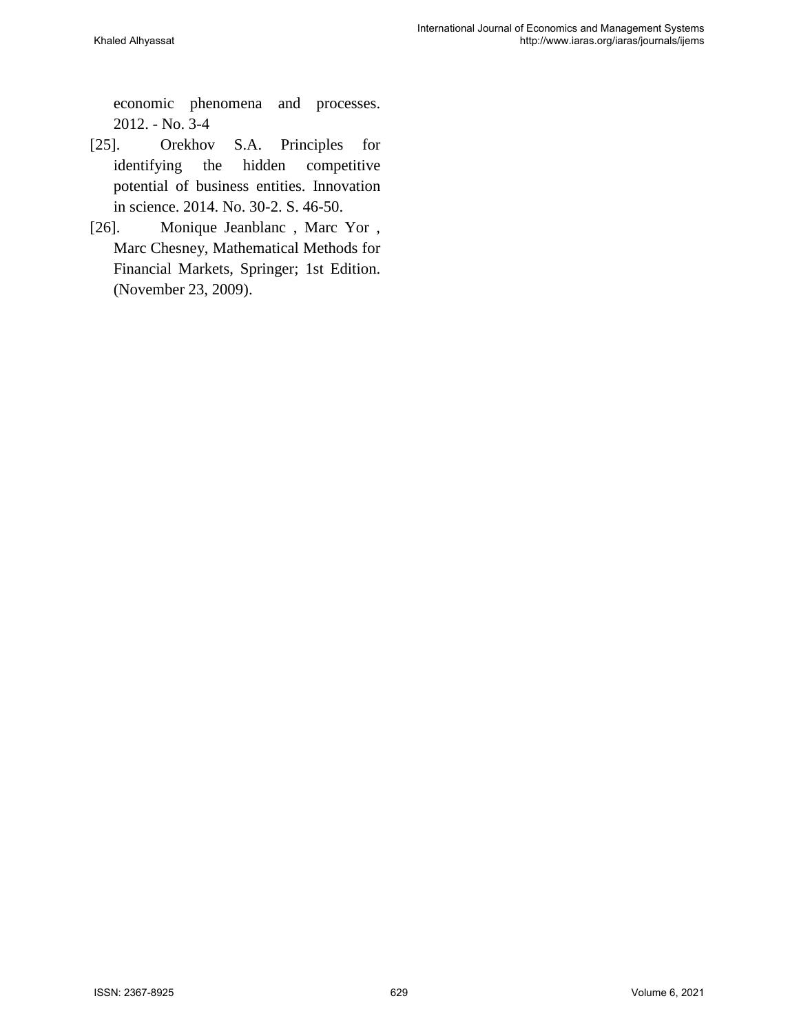economic phenomena and processes. 2012. - No. 3-4

[25]. Orekhov S.A. Principles for identifying the hidden competitive potential of business entities. Innovation in science. 2014. No. 30-2. S. 46-50.

[26]. Monique Jeanblanc , Marc Yor , Marc Chesney, Mathematical Methods for Financial Markets, Springer; 1st Edition. (November 23, 2009).